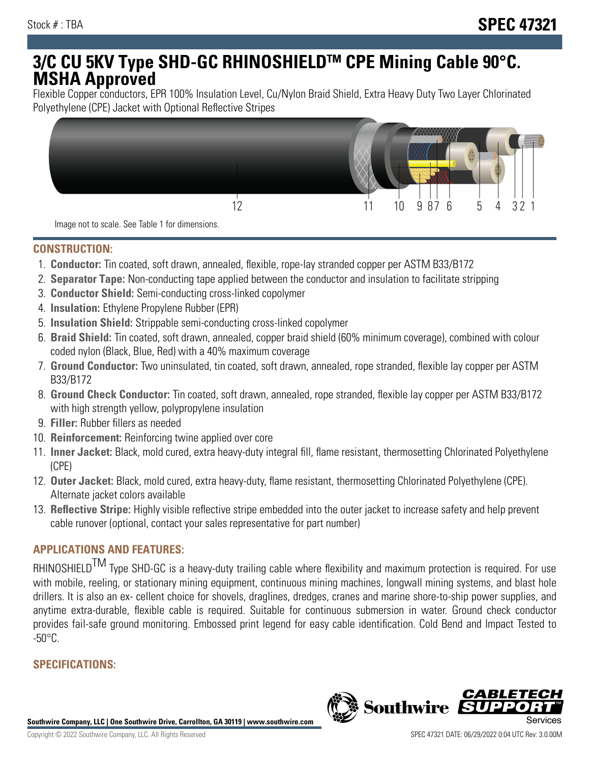Stock # : TBA

**SPEC 47321**

# 3/C CU 5KV Type SHD-GC RHINOSHIELDTM CPE Mining Cable 90°C. MSHA Approved

Flexible Copper conductors, EPR 100% Insulation Level, Cu/Nylon Braid Shield, Extra Heavy Duty Two Layer Chlorinated Polyethylene (CPE) Jacket with Optional Reflective Stripes

12 11 10 9 8 7 6 5 4 3 2 1

Image not to scale. See Table 1 for dimensions.

## CONSTRUCTION:

1. **Conductor:** Tin coated, soft drawn, annealed, flexible, rope-lay stranded copper per ASTM B33/B172
2. **Separator Tape:** Non-conducting tape applied between the conductor and insulation to facilitate stripping
3. **Conductor Shield:** Semi-conducting cross-linked copolymer
4. **Insulation:** Ethylene Propylene Rubber (EPR)
5. **Insulation Shield:** Strippable semi-conducting cross-linked copolymer
6. **Braid Shield:** Tin coated, soft drawn, annealed, copper braid shield (60% minimum coverage), combined with colour coded nylon (Black, Blue, Red) with a 40% maximum coverage
7. **Ground Conductor:** Two uninsulated, tin coated, soft drawn, annealed, rope stranded, flexible lay copper per ASTM B33/B172
8. **Ground Check Conductor:** Tin coated, soft drawn, annealed, rope stranded, flexible lay copper per ASTM B33/B172 with high strength yellow, polypropylene insulation
9. **Filler:** Rubber fillers as needed
10. **Reinforcement:** Reinforcing twine applied over core
11. **Inner Jacket:** Black, mold cured, extra heavy-duty integral fill, flame resistant, thermosetting Chlorinated Polyethylene (CPE)
12. **Outer Jacket:** Black, mold cured, extra heavy-duty, flame resistant, thermosetting Chlorinated Polyethylene (CPE). Alternate jacket colors available
13. **Reflective Stripe:** Highly visible reflective stripe embedded into the outer jacket to increase safety and help prevent cable runover (optional, contact your sales representative for part number)

## APPLICATIONS AND FEATURES:

RHINOSHIELDTM Type SHD-GC is a heavy-duty trailing cable where flexibility and maximum protection is required. For use with mobile, reeling, or stationary mining equipment, continuous mining machines, longwall mining systems, and blast hole drillers. It is also an ex- cellent choice for shovels, draglines, dredges, cranes and marine shore-to-ship power supplies, and anytime extra-durable, flexible cable is required. Suitable for continuous submersion in water. Ground check conductor provides fail-safe ground monitoring. Embossed print legend for easy cable identification. Cold Bend and Impact Tested to -50°C.

## SPECIFICATIONS: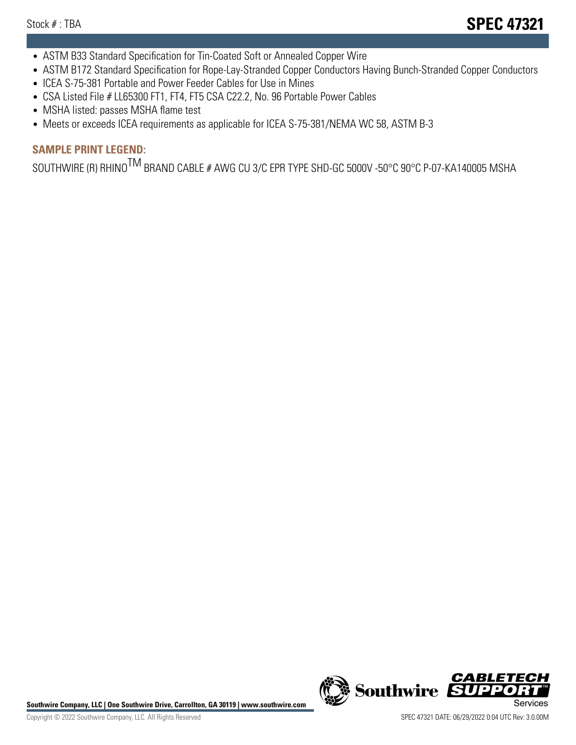- ASTM B33 Standard Specification for Tin-Coated Soft or Annealed Copper Wire
- ASTM B172 Standard Specification for Rope-Lay-Stranded Copper Conductors Having Bunch-Stranded Copper Conductors
- ICEA S-75-381 Portable and Power Feeder Cables for Use in Mines
- CSA Listed File # LL65300 FT1, FT4, FT5 CSA C22.2, No. 96 Portable Power Cables
- MSHA listed: passes MSHA flame test
- Meets or exceeds ICEA requirements as applicable for ICEA S-75-381/NEMA WC 58, ASTM B-3

## SAMPLE PRINT LEGEND:

SOUTHWIRE (R) RHINO$^{TM}$ BRAND CABLE # AWG CU 3/C EPR TYPE SHD-GC 5000V -50°C 90°C P-07-KA140005 MSHA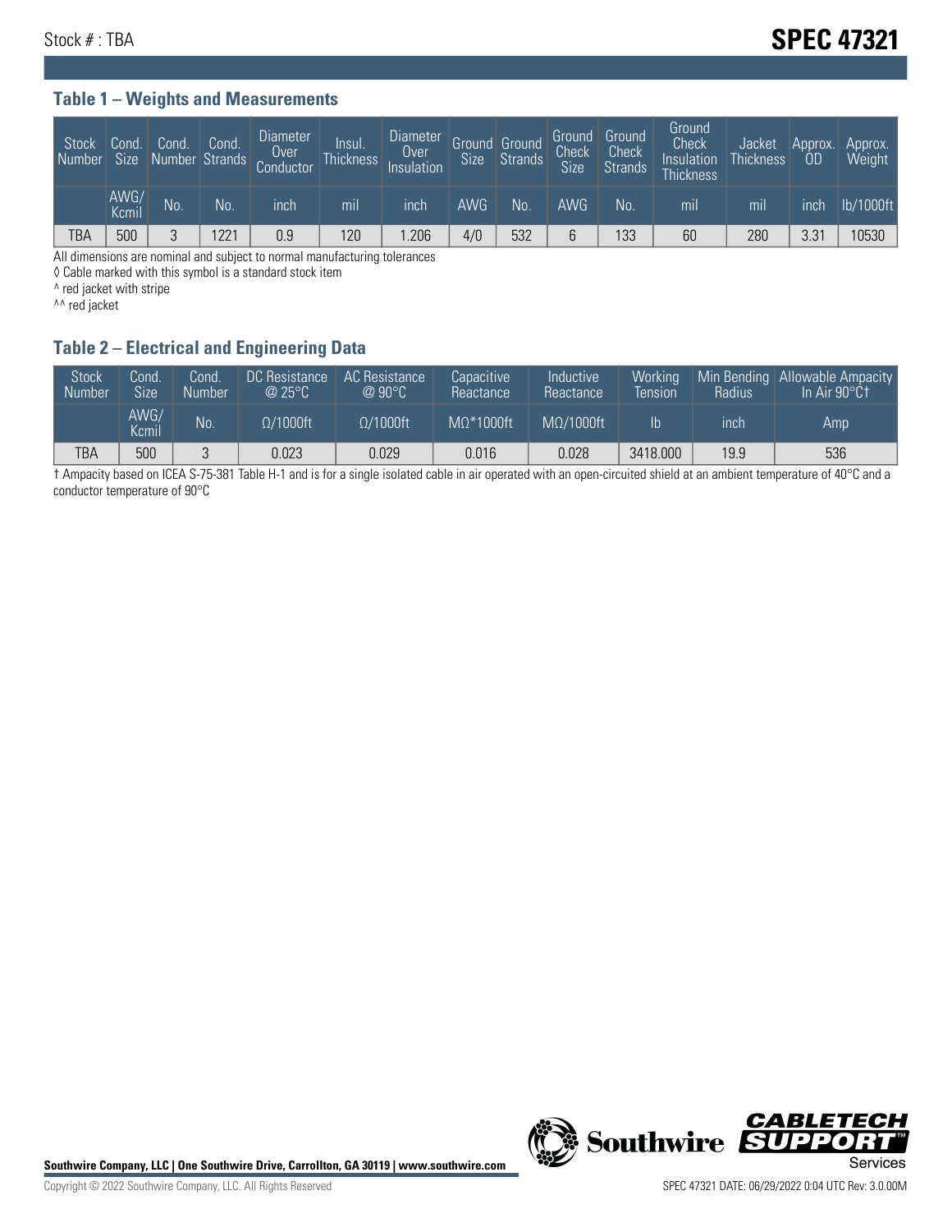Stock # : TBA

# SPEC 47321

### Table 1 – Weights and Measurements

| Stock Number | Cond. Size | Cond. Number | Cond. Strands | Diameter Over Conductor | Insul. Thickness | Diameter Over Insulation | Ground Size | Ground Strands | Ground Check Size | Ground Check Strands | Ground Check Insulation Thickness | Jacket Thickness | Approx. OD | Approx. Weight |
|---|---|---|---|---|---|---|---|---|---|---|---|---|---|---|
| | AWG/ Kcmil | No. | No. | inch | mil | inch | AWG | No. | AWG | No. | mil | mil | inch | lb/1000ft |
| TBA | 500 | 3 | 1221 | 0.9 | 120 | 1.206 | 4/0 | 532 | 6 | 133 | 60 | 280 | 3.31 | 10530 |

All dimensions are nominal and subject to normal manufacturing tolerances

◊ Cable marked with this symbol is a standard stock item

^ red jacket with stripe

^^ red jacket

### Table 2 – Electrical and Engineering Data

| Stock Number | Cond. Size | Cond. Number | DC Resistance @ 25°C | AC Resistance @ 90°C | Capacitive Reactance | Inductive Reactance | Working Tension | Min Bending Radius | Allowable Ampacity In Air 90°C† |
|---|---|---|---|---|---|---|---|---|---|
| | AWG/ Kcmil | No. | Ω/1000ft | Ω/1000ft | MΩ*1000ft | MΩ/1000ft | lb | inch | Amp |
| TBA | 500 | 3 | 0.023 | 0.029 | 0.016 | 0.028 | 3418.000 | 19.9 | 536 |

† Ampacity based on ICEA S-75-381 Table H-1 and is for a single isolated cable in air operated with an open-circuited shield at an ambient temperature of 40°C and a conductor temperature of 90°C

**Southwire Company, LLC | One Southwire Drive, Carrollton, GA 30119 | www.southwire.com**

Copyright © 2022 Southwire Company, LLC. All Rights Reserved

SPEC 47321 DATE: 06/29/2022 0:04 UTC Rev: 3.0.00M